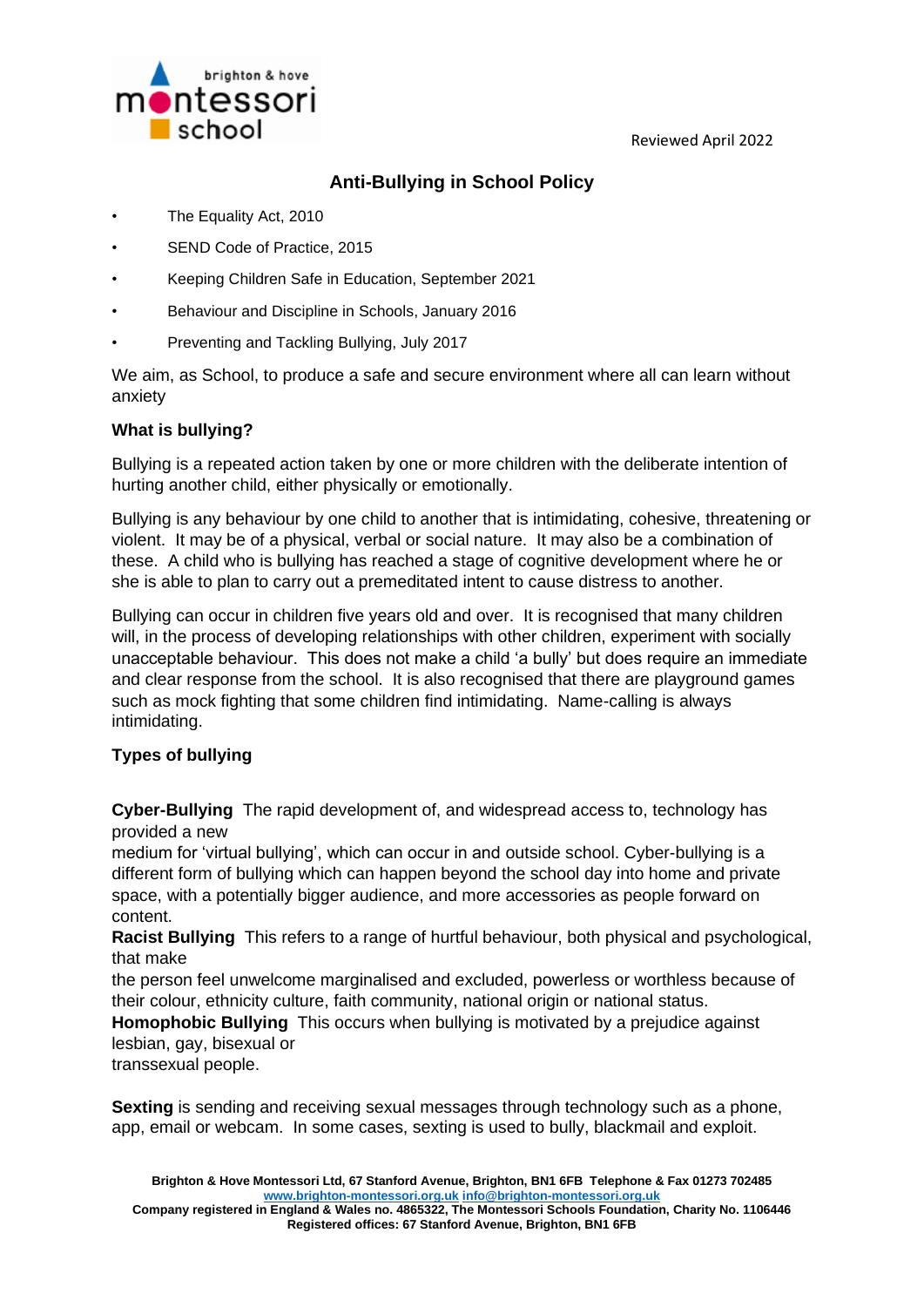Reviewed April 2022

# Anti-Bullying in School Policy

- The Equality Act, 2010
- SEND Code of Practice, 2015
- Keeping Children Safe in Education, September 2021
- Behaviour and Discipline in Schools, January 2016
- Preventing and Tackling Bullying, July 2017

We aim, as School, to produce a safe and secure environment where all can learn without anxiety

**What is bullying?**

Bullying is a repeated action taken by one or more children with the deliberate intention of hurting another child, either physically or emotionally.

Bullying is any behaviour by one child to another that is intimidating, cohesive, threatening or violent. It may be of a physical, verbal or social nature. It may also be a combination of these. A child who is bullying has reached a stage of cognitive development where he or she is able to plan to carry out a premeditated intent to cause distress to another.

Bullying can occur in children five years old and over. It is recognised that many children will, in the process of developing relationships with other children, experiment with socially unacceptable behaviour. This does not make a child 'a bully' but does require an immediate and clear response from the school. It is also recognised that there are playground games such as mock fighting that some children find intimidating. Name-calling is always intimidating.

**Types of bullying**

**Cyber-Bullying** The rapid development of, and widespread access to, technology has provided a new medium for 'virtual bullying', which can occur in and outside school. Cyber-bullying is a different form of bullying which can happen beyond the school day into home and private space, with a potentially bigger audience, and more accessories as people forward on content.

**Racist Bullying** This refers to a range of hurtful behaviour, both physical and psychological, that make the person feel unwelcome marginalised and excluded, powerless or worthless because of their colour, ethnicity culture, faith community, national origin or national status.

**Homophobic Bullying** This occurs when bullying is motivated by a prejudice against lesbian, gay, bisexual or transsexual people.

**Sexting** is sending and receiving sexual messages through technology such as a phone, app, email or webcam. In some cases, sexting is used to bully, blackmail and exploit.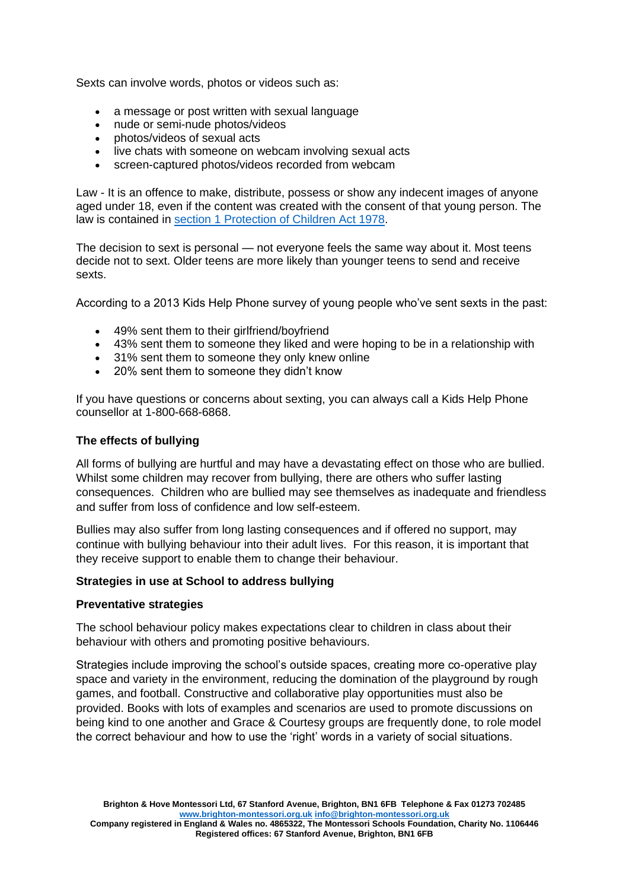Sexts can involve words, photos or videos such as:

- a message or post written with sexual language
- nude or semi-nude photos/videos
- photos/videos of sexual acts
- live chats with someone on webcam involving sexual acts
- screen-captured photos/videos recorded from webcam

Law - It is an offence to make, distribute, possess or show any indecent images of anyone aged under 18, even if the content was created with the consent of that young person. The law is contained in section 1 Protection of Children Act 1978.

The decision to sext is personal — not everyone feels the same way about it. Most teens decide not to sext. Older teens are more likely than younger teens to send and receive sexts.

According to a 2013 Kids Help Phone survey of young people who've sent sexts in the past:

- 49% sent them to their girlfriend/boyfriend
- 43% sent them to someone they liked and were hoping to be in a relationship with
- 31% sent them to someone they only knew online
- 20% sent them to someone they didn't know

If you have questions or concerns about sexting, you can always call a Kids Help Phone counsellor at 1-800-668-6868.

**The effects of bullying**

All forms of bullying are hurtful and may have a devastating effect on those who are bullied. Whilst some children may recover from bullying, there are others who suffer lasting consequences. Children who are bullied may see themselves as inadequate and friendless and suffer from loss of confidence and low self-esteem.

Bullies may also suffer from long lasting consequences and if offered no support, may continue with bullying behaviour into their adult lives. For this reason, it is important that they receive support to enable them to change their behaviour.

**Strategies in use at School to address bullying**

**Preventative strategies**

The school behaviour policy makes expectations clear to children in class about their behaviour with others and promoting positive behaviours.

Strategies include improving the school's outside spaces, creating more co-operative play space and variety in the environment, reducing the domination of the playground by rough games, and football. Constructive and collaborative play opportunities must also be provided. Books with lots of examples and scenarios are used to promote discussions on being kind to one another and Grace & Courtesy groups are frequently done, to role model the correct behaviour and how to use the 'right' words in a variety of social situations.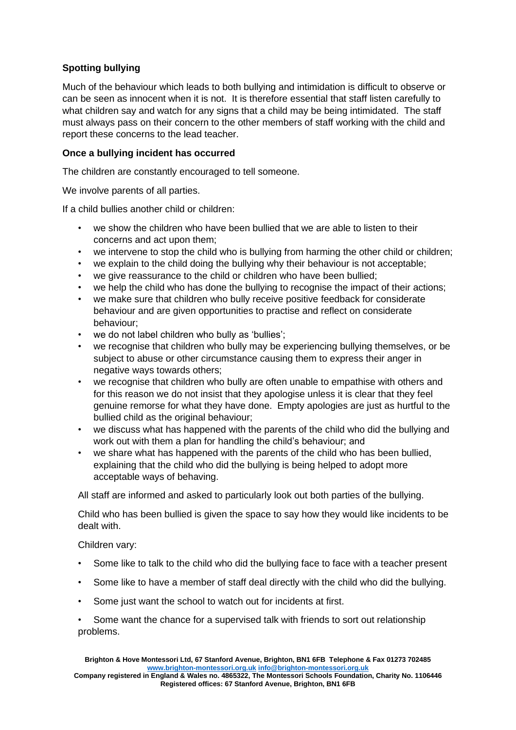### Spotting bullying

Much of the behaviour which leads to both bullying and intimidation is difficult to observe or can be seen as innocent when it is not. It is therefore essential that staff listen carefully to what children say and watch for any signs that a child may be being intimidated. The staff must always pass on their concern to the other members of staff working with the child and report these concerns to the lead teacher.

### Once a bullying incident has occurred

The children are constantly encouraged to tell someone.

We involve parents of all parties.

If a child bullies another child or children:

- we show the children who have been bullied that we are able to listen to their concerns and act upon them;
- we intervene to stop the child who is bullying from harming the other child or children;
- we explain to the child doing the bullying why their behaviour is not acceptable;
- we give reassurance to the child or children who have been bullied;
- we help the child who has done the bullying to recognise the impact of their actions;
- we make sure that children who bully receive positive feedback for considerate behaviour and are given opportunities to practise and reflect on considerate behaviour;
- we do not label children who bully as 'bullies';
- we recognise that children who bully may be experiencing bullying themselves, or be subject to abuse or other circumstance causing them to express their anger in negative ways towards others;
- we recognise that children who bully are often unable to empathise with others and for this reason we do not insist that they apologise unless it is clear that they feel genuine remorse for what they have done. Empty apologies are just as hurtful to the bullied child as the original behaviour;
- we discuss what has happened with the parents of the child who did the bullying and work out with them a plan for handling the child's behaviour; and
- we share what has happened with the parents of the child who has been bullied, explaining that the child who did the bullying is being helped to adopt more acceptable ways of behaving.

All staff are informed and asked to particularly look out both parties of the bullying.

Child who has been bullied is given the space to say how they would like incidents to be dealt with.

Children vary:

- Some like to talk to the child who did the bullying face to face with a teacher present
- Some like to have a member of staff deal directly with the child who did the bullying.
- Some just want the school to watch out for incidents at first.
- Some want the chance for a supervised talk with friends to sort out relationship problems.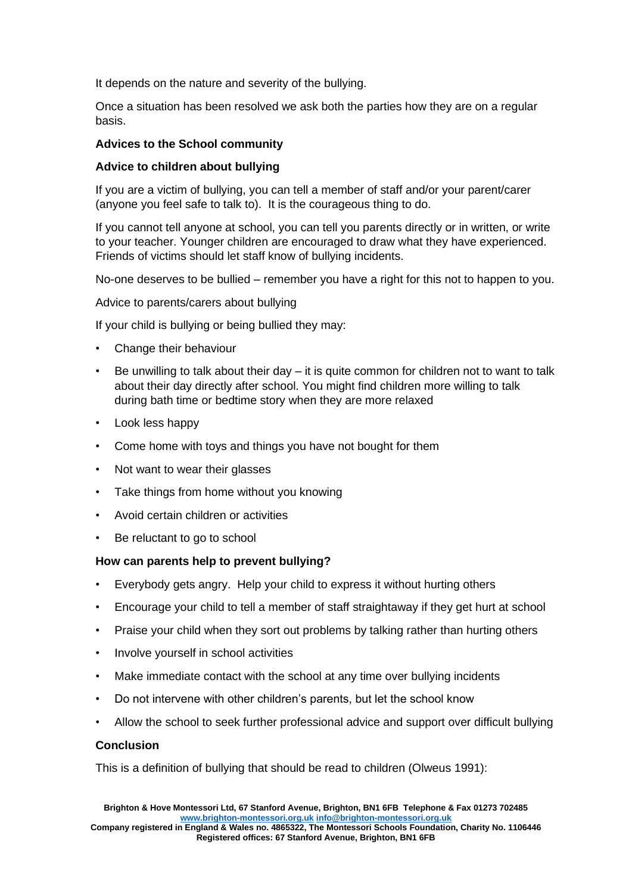It depends on the nature and severity of the bullying.

Once a situation has been resolved we ask both the parties how they are on a regular basis.

**Advices to the School community**

**Advice to children about bullying**

If you are a victim of bullying, you can tell a member of staff and/or your parent/carer (anyone you feel safe to talk to). It is the courageous thing to do.

If you cannot tell anyone at school, you can tell you parents directly or in written, or write to your teacher. Younger children are encouraged to draw what they have experienced. Friends of victims should let staff know of bullying incidents.

No-one deserves to be bullied – remember you have a right for this not to happen to you.

Advice to parents/carers about bullying

If your child is bullying or being bullied they may:

- Change their behaviour
- Be unwilling to talk about their day – it is quite common for children not to want to talk about their day directly after school. You might find children more willing to talk during bath time or bedtime story when they are more relaxed
- Look less happy
- Come home with toys and things you have not bought for them
- Not want to wear their glasses
- Take things from home without you knowing
- Avoid certain children or activities
- Be reluctant to go to school

**How can parents help to prevent bullying?**

- Everybody gets angry. Help your child to express it without hurting others
- Encourage your child to tell a member of staff straightaway if they get hurt at school
- Praise your child when they sort out problems by talking rather than hurting others
- Involve yourself in school activities
- Make immediate contact with the school at any time over bullying incidents
- Do not intervene with other children's parents, but let the school know
- Allow the school to seek further professional advice and support over difficult bullying

**Conclusion**

This is a definition of bullying that should be read to children (Olweus 1991):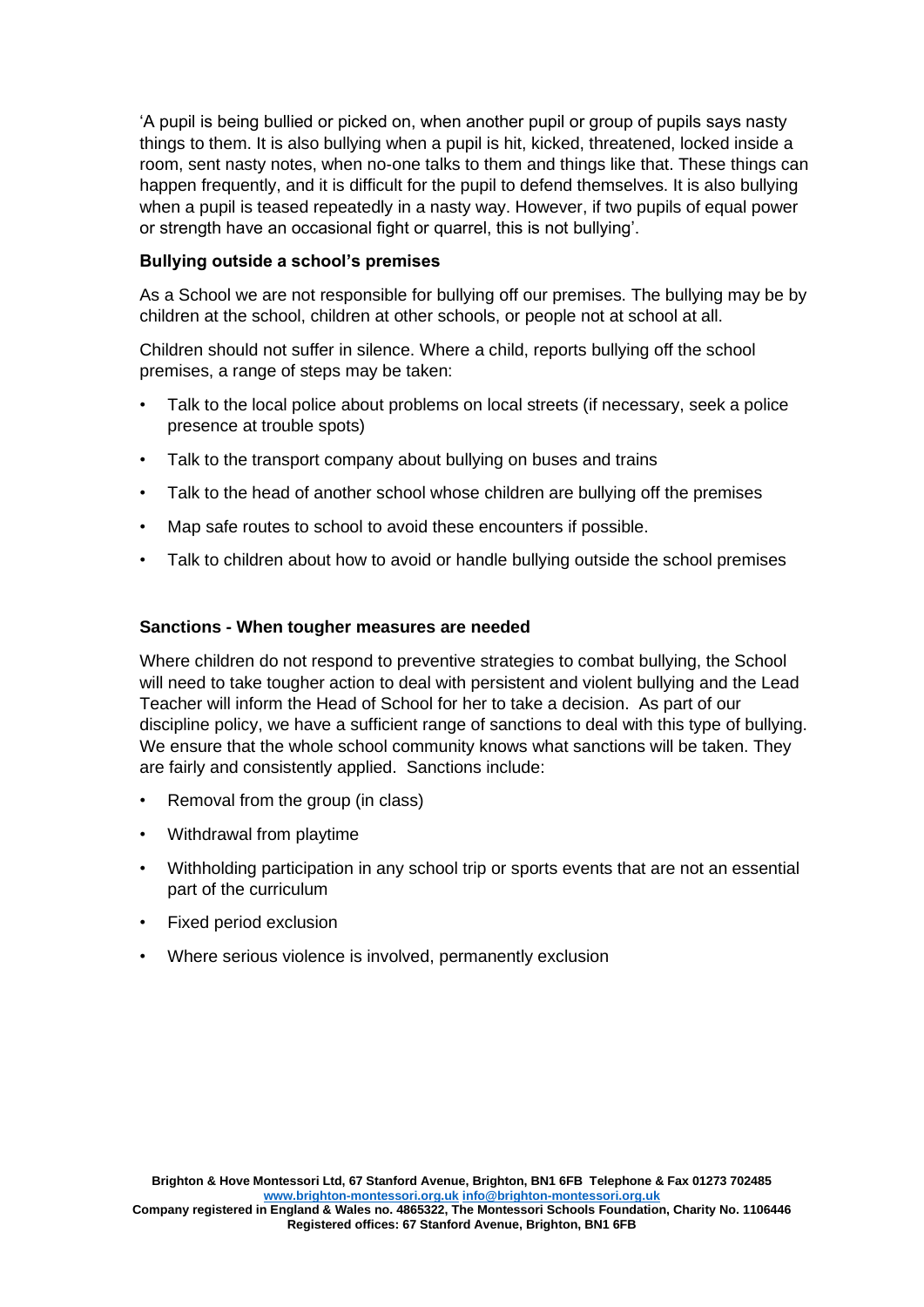'A pupil is being bullied or picked on, when another pupil or group of pupils says nasty things to them. It is also bullying when a pupil is hit, kicked, threatened, locked inside a room, sent nasty notes, when no-one talks to them and things like that. These things can happen frequently, and it is difficult for the pupil to defend themselves. It is also bullying when a pupil is teased repeatedly in a nasty way. However, if two pupils of equal power or strength have an occasional fight or quarrel, this is not bullying'.

### Bullying outside a school's premises

As a School we are not responsible for bullying off our premises. The bullying may be by children at the school, children at other schools, or people not at school at all.

Children should not suffer in silence. Where a child, reports bullying off the school premises, a range of steps may be taken:

- Talk to the local police about problems on local streets (if necessary, seek a police presence at trouble spots)
- Talk to the transport company about bullying on buses and trains
- Talk to the head of another school whose children are bullying off the premises
- Map safe routes to school to avoid these encounters if possible.
- Talk to children about how to avoid or handle bullying outside the school premises

### Sanctions - When tougher measures are needed

Where children do not respond to preventive strategies to combat bullying, the School will need to take tougher action to deal with persistent and violent bullying and the Lead Teacher will inform the Head of School for her to take a decision. As part of our discipline policy, we have a sufficient range of sanctions to deal with this type of bullying. We ensure that the whole school community knows what sanctions will be taken. They are fairly and consistently applied. Sanctions include:

- Removal from the group (in class)
- Withdrawal from playtime
- Withholding participation in any school trip or sports events that are not an essential part of the curriculum
- Fixed period exclusion
- Where serious violence is involved, permanently exclusion